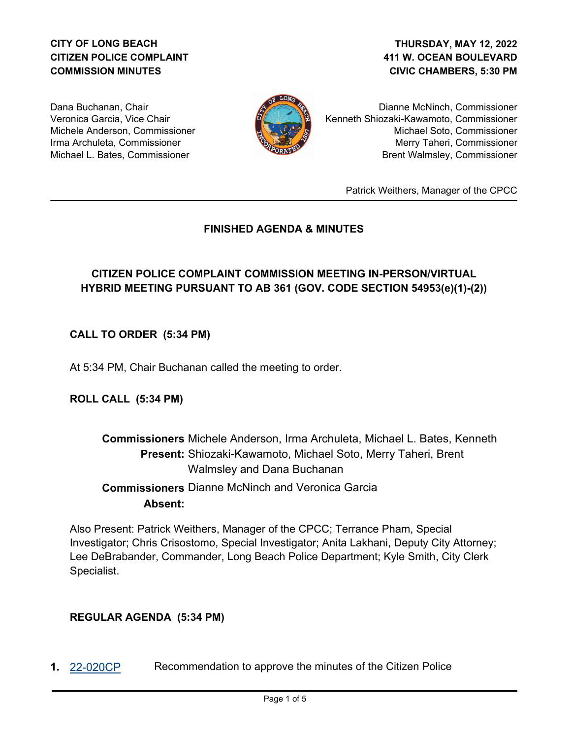**CITY OF LONG BEACH**
**CITIZEN POLICE COMPLAINT**
**COMMISSION MINUTES**

**THURSDAY, MAY 12, 2022**
**411 W. OCEAN BOULEVARD**
**CIVIC CHAMBERS, 5:30 PM**

Dana Buchanan, Chair
Veronica Garcia, Vice Chair
Michele Anderson, Commissioner
Irma Archuleta, Commissioner
Michael L. Bates, Commissioner
Dianne McNinch, Commissioner
Kenneth Shiozaki-Kawamoto, Commissioner
Michael Soto, Commissioner
Merry Taheri, Commissioner
Brent Walmsley, Commissioner

Patrick Weithers, Manager of the CPCC

---

## FINISHED AGENDA & MINUTES

### CITIZEN POLICE COMPLAINT COMMISSION MEETING IN-PERSON/VIRTUAL HYBRID MEETING PURSUANT TO AB 361 (GOV. CODE SECTION 54953(e)(1)-(2))

**CALL TO ORDER (5:34 PM)**

At 5:34 PM, Chair Buchanan called the meeting to order.

**ROLL CALL (5:34 PM)**

**Commissioners Present:** Michele Anderson, Irma Archuleta, Michael L. Bates, Kenneth Shiozaki-Kawamoto, Michael Soto, Merry Taheri, Brent Walmsley and Dana Buchanan

**Commissioners Absent:** Dianne McNinch and Veronica Garcia

Also Present: Patrick Weithers, Manager of the CPCC; Terrance Pham, Special Investigator; Chris Crisostomo, Special Investigator; Anita Lakhani, Deputy City Attorney; Lee DeBrabander, Commander, Long Beach Police Department; Kyle Smith, City Clerk Specialist.

**REGULAR AGENDA (5:34 PM)**

**1.** 22-020CP Recommendation to approve the minutes of the Citizen Police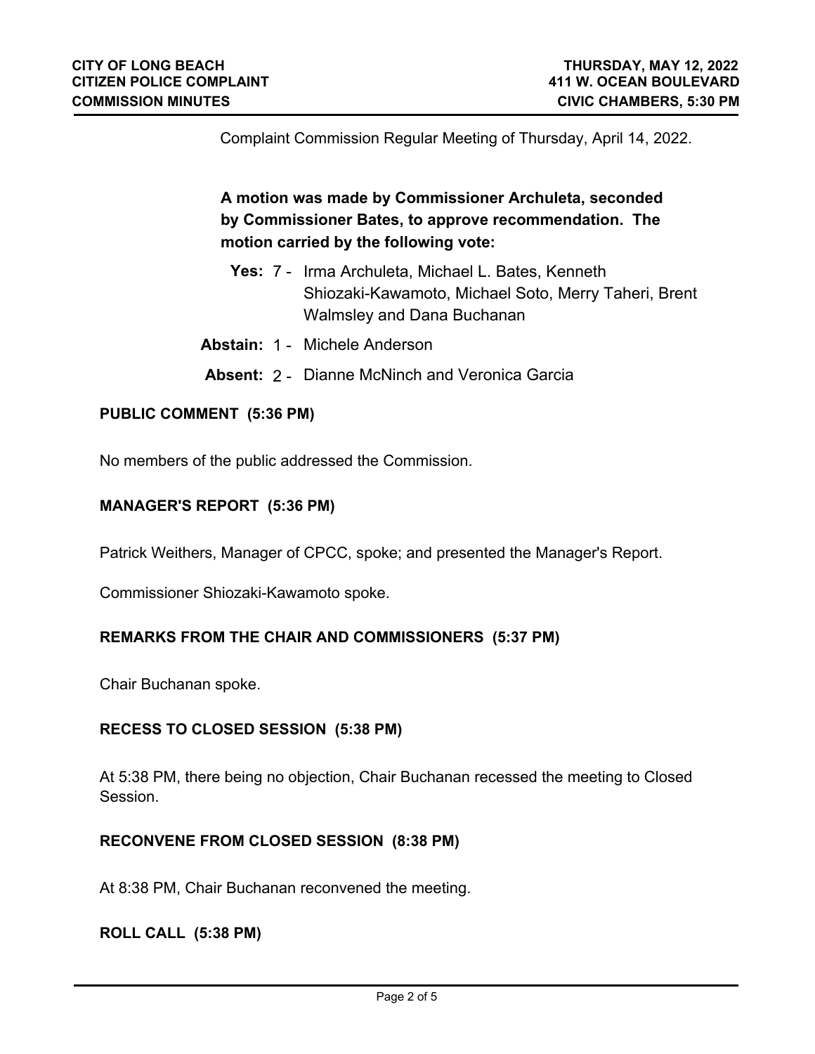Complaint Commission Regular Meeting of Thursday, April 14, 2022.

**A motion was made by Commissioner Archuleta, seconded by Commissioner Bates, to approve recommendation. The motion carried by the following vote:**

**Yes:** 7 - Irma Archuleta, Michael L. Bates, Kenneth Shiozaki-Kawamoto, Michael Soto, Merry Taheri, Brent Walmsley and Dana Buchanan

**Abstain:** 1 - Michele Anderson

**Absent:** 2 - Dianne McNinch and Veronica Garcia

**PUBLIC COMMENT (5:36 PM)**

No members of the public addressed the Commission.

**MANAGER'S REPORT (5:36 PM)**

Patrick Weithers, Manager of CPCC, spoke; and presented the Manager's Report.

Commissioner Shiozaki-Kawamoto spoke.

**REMARKS FROM THE CHAIR AND COMMISSIONERS (5:37 PM)**

Chair Buchanan spoke.

**RECESS TO CLOSED SESSION (5:38 PM)**

At 5:38 PM, there being no objection, Chair Buchanan recessed the meeting to Closed Session.

**RECONVENE FROM CLOSED SESSION (8:38 PM)**

At 8:38 PM, Chair Buchanan reconvened the meeting.

**ROLL CALL (5:38 PM)**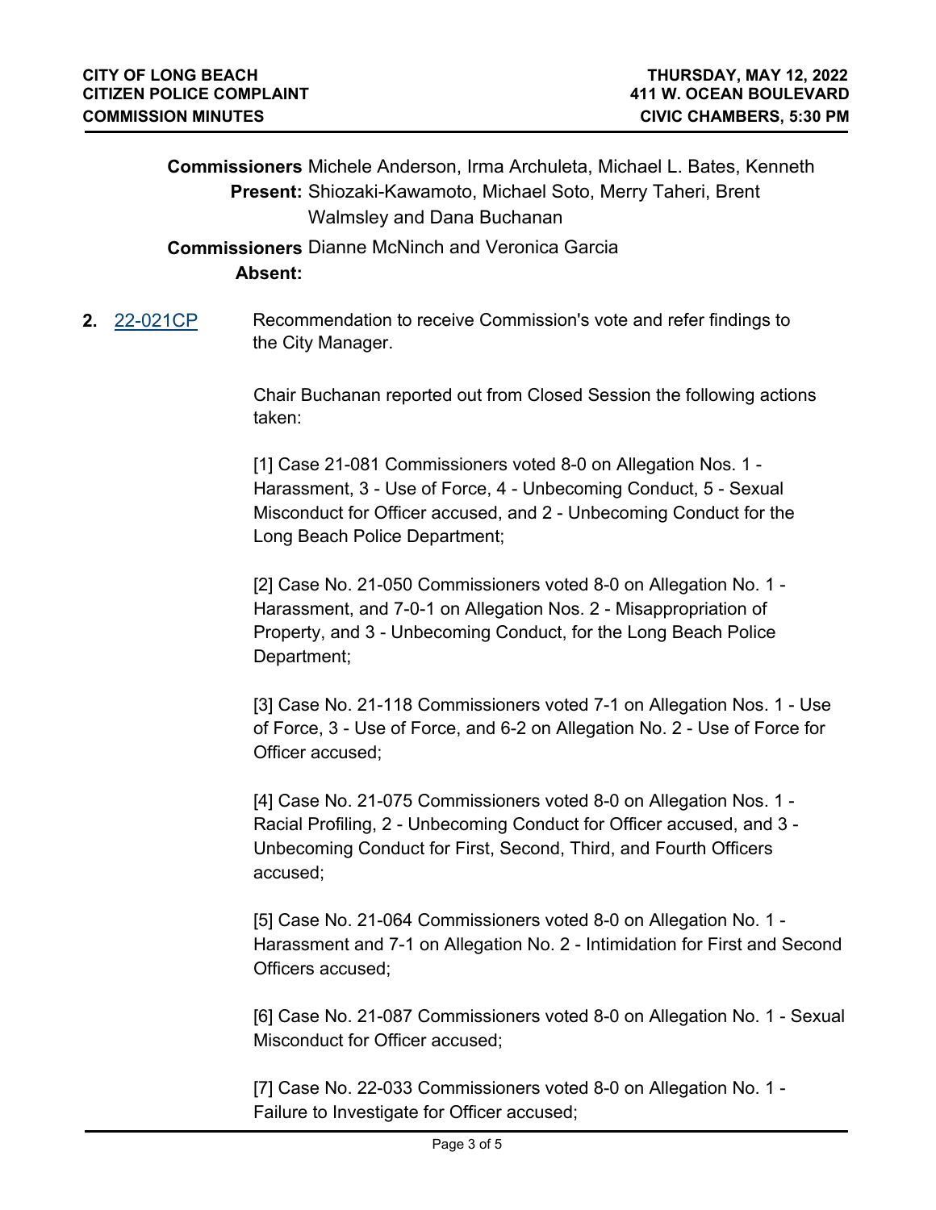**Commissioners Present:** Michele Anderson, Irma Archuleta, Michael L. Bates, Kenneth Shiozaki-Kawamoto, Michael Soto, Merry Taheri, Brent Walmsley and Dana Buchanan

**Commissioners Absent:** Dianne McNinch and Veronica Garcia

**2.** 22-021CP Recommendation to receive Commission's vote and refer findings to the City Manager.

Chair Buchanan reported out from Closed Session the following actions taken:

[1] Case 21-081 Commissioners voted 8-0 on Allegation Nos. 1 - Harassment, 3 - Use of Force, 4 - Unbecoming Conduct, 5 - Sexual Misconduct for Officer accused, and 2 - Unbecoming Conduct for the Long Beach Police Department;

[2] Case No. 21-050 Commissioners voted 8-0 on Allegation No. 1 - Harassment, and 7-0-1 on Allegation Nos. 2 - Misappropriation of Property, and 3 - Unbecoming Conduct, for the Long Beach Police Department;

[3] Case No. 21-118 Commissioners voted 7-1 on Allegation Nos. 1 - Use of Force, 3 - Use of Force, and 6-2 on Allegation No. 2 - Use of Force for Officer accused;

[4] Case No. 21-075 Commissioners voted 8-0 on Allegation Nos. 1 - Racial Profiling, 2 - Unbecoming Conduct for Officer accused, and 3 - Unbecoming Conduct for First, Second, Third, and Fourth Officers accused;

[5] Case No. 21-064 Commissioners voted 8-0 on Allegation No. 1 - Harassment and 7-1 on Allegation No. 2 - Intimidation for First and Second Officers accused;

[6] Case No. 21-087 Commissioners voted 8-0 on Allegation No. 1 - Sexual Misconduct for Officer accused;

[7] Case No. 22-033 Commissioners voted 8-0 on Allegation No. 1 - Failure to Investigate for Officer accused;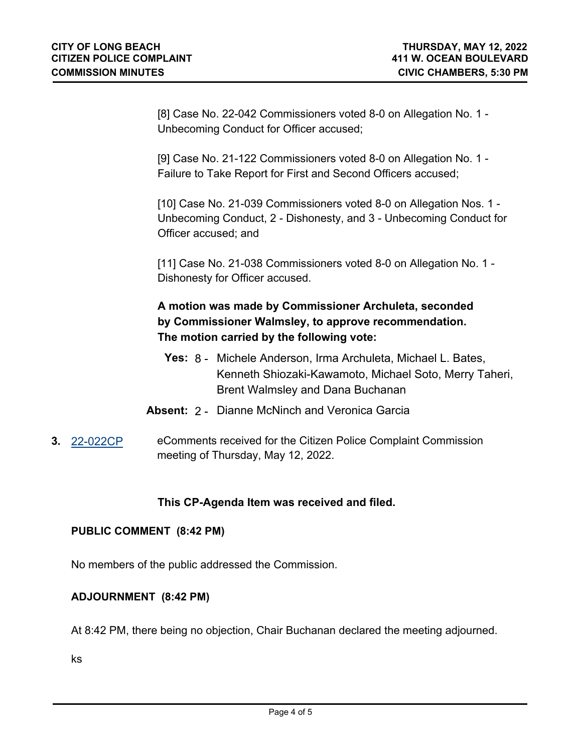[8] Case No. 22-042 Commissioners voted 8-0 on Allegation No. 1 - Unbecoming Conduct for Officer accused;

[9] Case No. 21-122 Commissioners voted 8-0 on Allegation No. 1 - Failure to Take Report for First and Second Officers accused;

[10] Case No. 21-039 Commissioners voted 8-0 on Allegation Nos. 1 - Unbecoming Conduct, 2 - Dishonesty, and 3 - Unbecoming Conduct for Officer accused; and

[11] Case No. 21-038 Commissioners voted 8-0 on Allegation No. 1 - Dishonesty for Officer accused.

**A motion was made by Commissioner Archuleta, seconded by Commissioner Walmsley, to approve recommendation. The motion carried by the following vote:**

**Yes:** 8 - Michele Anderson, Irma Archuleta, Michael L. Bates, Kenneth Shiozaki-Kawamoto, Michael Soto, Merry Taheri, Brent Walmsley and Dana Buchanan

**Absent:** 2 - Dianne McNinch and Veronica Garcia

**3.** 22-022CP eComments received for the Citizen Police Complaint Commission meeting of Thursday, May 12, 2022.

**This CP-Agenda Item was received and filed.**

**PUBLIC COMMENT (8:42 PM)**

No members of the public addressed the Commission.

**ADJOURNMENT (8:42 PM)**

At 8:42 PM, there being no objection, Chair Buchanan declared the meeting adjourned.

ks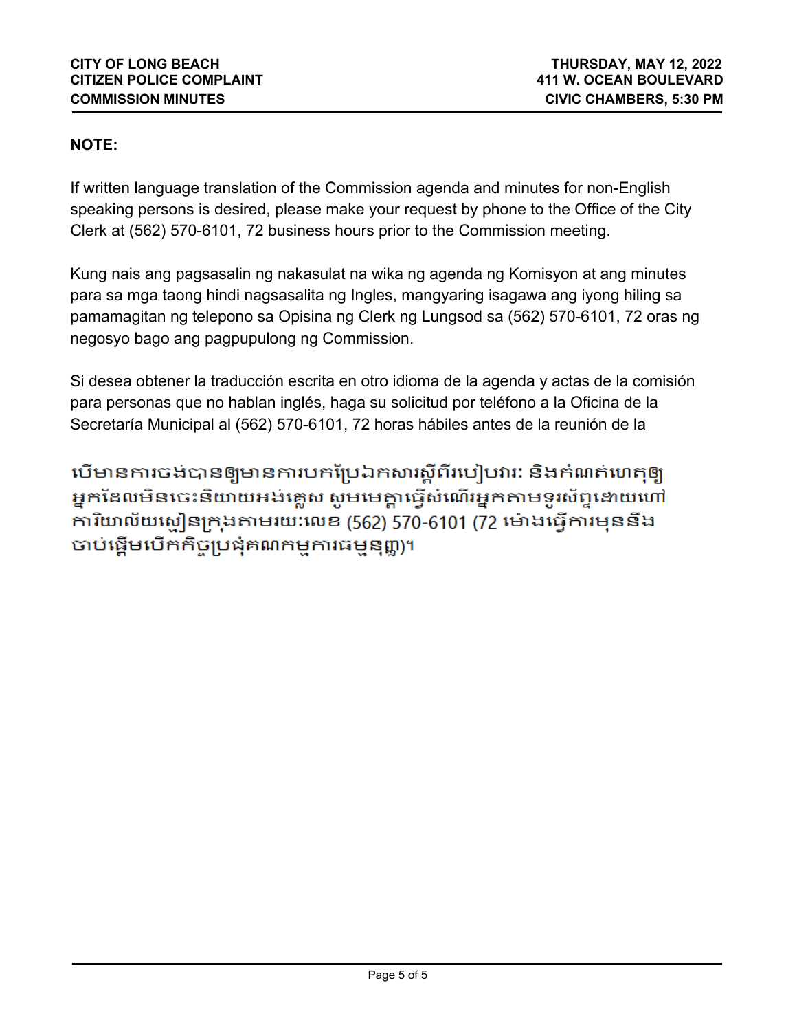**NOTE:**

If written language translation of the Commission agenda and minutes for non-English speaking persons is desired, please make your request by phone to the Office of the City Clerk at (562) 570-6101, 72 business hours prior to the Commission meeting.

Kung nais ang pagsasalin ng nakasulat na wika ng agenda ng Komisyon at ang minutes para sa mga taong hindi nagsasalita ng Ingles, mangyaring isagawa ang iyong hiling sa pamamagitan ng telepono sa Opisina ng Clerk ng Lungsod sa (562) 570-6101, 72 oras ng negosyo bago ang pagpupulong ng Commission.

Si desea obtener la traducción escrita en otro idioma de la agenda y actas de la comisión para personas que no hablan inglés, haga su solicitud por teléfono a la Oficina de la Secretaría Municipal al (562) 570-6101, 72 horas hábiles antes de la reunión de la

បើមានការចង់បានឲ្យមានការបកប្រែឯកសារស្តីពីរបៀបវារៈ និងកំណត់ហេតុឲ្យ
អ្នកដែលមិនចេះនិយាយអង់គ្លេស សូមមេត្តាធ្វើសំណើរអ្នកតាមទូរស័ព្ទដោយហៅ
ការិយាល័យស្មៀនក្រុងតាមរយៈលេខ (562) 570-6101 (72 ម៉ោងធ្វើការមុននឹង
ចាប់ផ្តើមបើកកិច្ចប្រជុំគណកម្មការធម្មនុញ្ញ)។